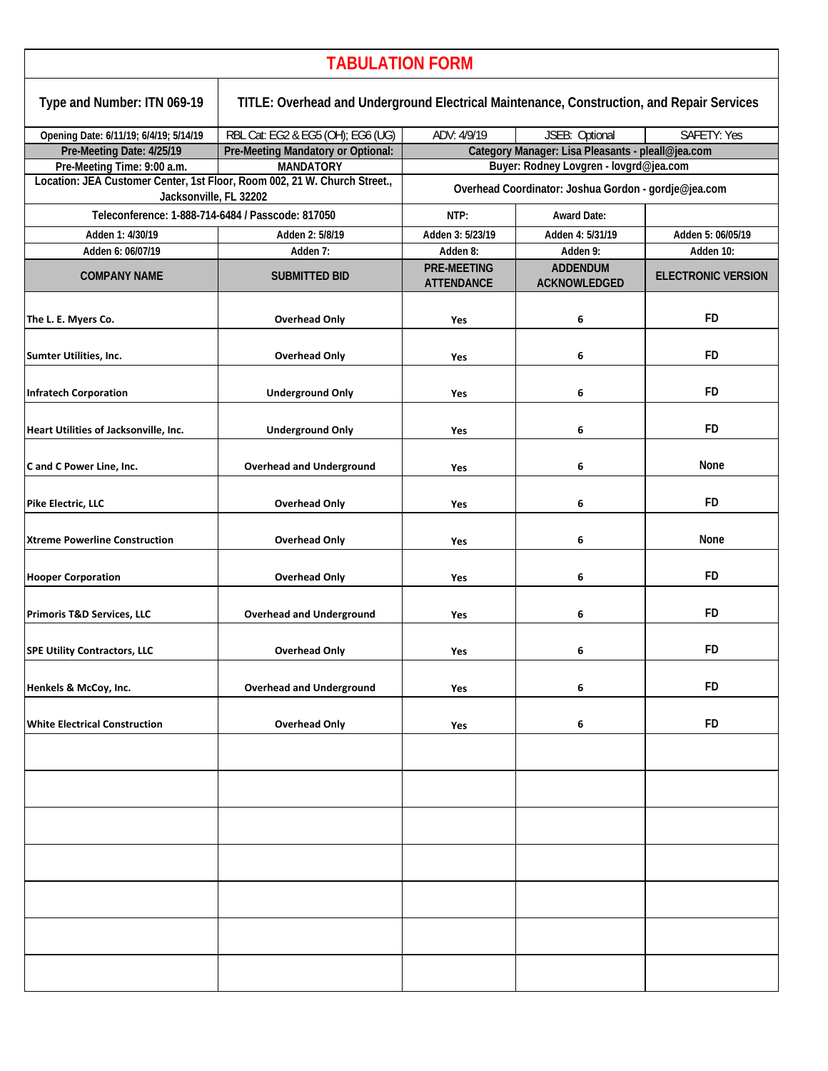# TABULATION FORM

| Type and Number: ITN 069-19 | TITLE: Overhead and Underground Electrical Maintenance, Construction, and Repair Services | | | |
|---|---|---|---|---|
| Opening Date: 6/11/19; 6/4/19; 5/14/19 | RBL Cat: EG2 & EG5 (OH); EG6 (UG) | ADV: 4/9/19 | JSEB: Optional | SAFETY: Yes |
| Pre-Meeting Date: 4/25/19 | Pre-Meeting Mandatory or Optional: | Category Manager: Lisa Pleasants - pleall@jea.com | | |
| Pre-Meeting Time: 9:00 a.m. | MANDATORY | Buyer: Rodney Lovgren - lovgrd@jea.com | | |
| Location: JEA Customer Center, 1st Floor, Room 002, 21 W. Church Street., Jacksonville, FL 32202 | | Overhead Coordinator: Joshua Gordon - gordje@jea.com | | |
| Teleconference: 1-888-714-6484 / Passcode: 817050 | | NTP: | Award Date: | |
| Adden 1: 4/30/19 | Adden 2: 5/8/19 | Adden 3: 5/23/19 | Adden 4: 5/31/19 | Adden 5: 06/05/19 |
| Adden 6: 06/07/19 | Adden 7: | Adden 8: | Adden 9: | Adden 10: |
| **COMPANY NAME** | **SUBMITTED BID** | **PRE-MEETING ATTENDANCE** | **ADDENDUM ACKNOWLEDGED** | **ELECTRONIC VERSION** |
| The L. E. Myers Co. | Overhead Only | Yes | 6 | FD |
| Sumter Utilities, Inc. | Overhead Only | Yes | 6 | FD |
| Infratech Corporation | Underground Only | Yes | 6 | FD |
| Heart Utilities of Jacksonville, Inc. | Underground Only | Yes | 6 | FD |
| C and C Power Line, Inc. | Overhead and Underground | Yes | 6 | None |
| Pike Electric, LLC | Overhead Only | Yes | 6 | FD |
| Xtreme Powerline Construction | Overhead Only | Yes | 6 | None |
| Hooper Corporation | Overhead Only | Yes | 6 | FD |
| Primoris T&D Services, LLC | Overhead and Underground | Yes | 6 | FD |
| SPE Utility Contractors, LLC | Overhead Only | Yes | 6 | FD |
| Henkels & McCoy, Inc. | Overhead and Underground | Yes | 6 | FD |
| White Electrical Construction | Overhead Only | Yes | 6 | FD |
| | | | | |
| | | | | |
| | | | | |
| | | | | |
| | | | | |
| | | | | |
| | | | | |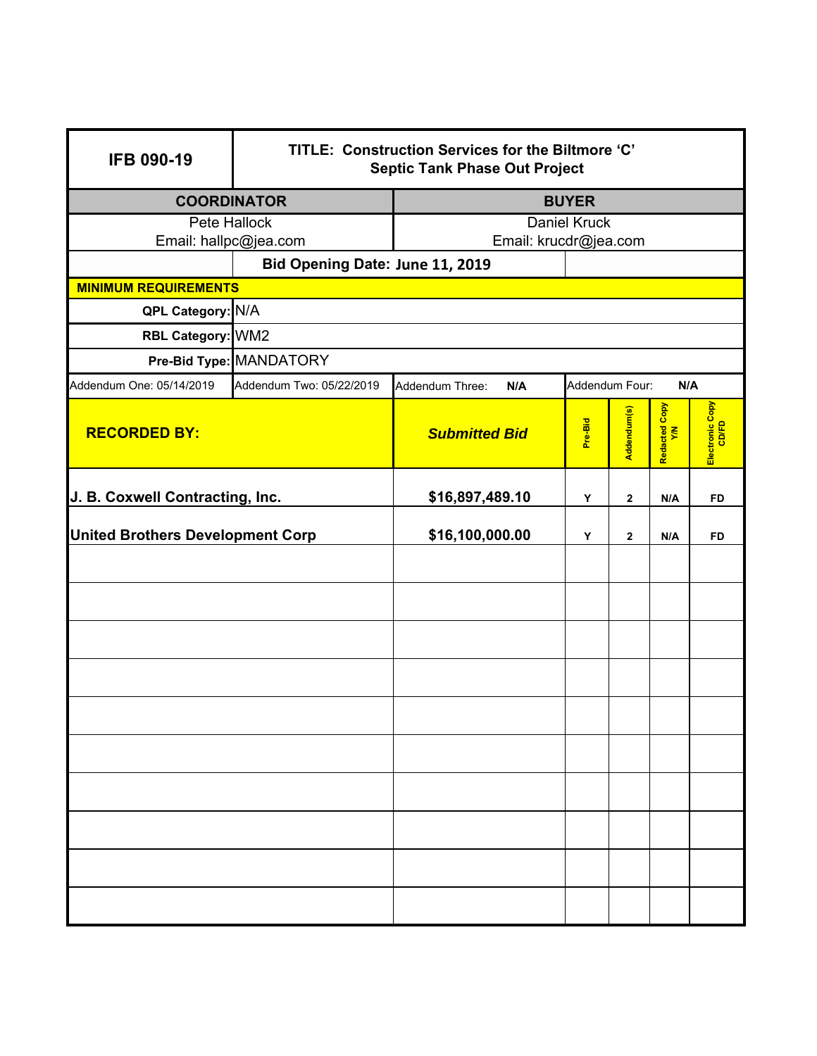| IFB 090-19 | TITLE: Construction Services for the Biltmore 'C' Septic Tank Phase Out Project | | | | | |
|---|---|---|---|---|---|---|
| **COORDINATOR** | | **BUYER** | | | | |
| Pete Hallock<br>Email: hallpc@jea.com | | Daniel Kruck<br>Email: krucdr@jea.com | | | | |
| | **Bid Opening Date: June 11, 2019** | | | | | |
| **MINIMUM REQUIREMENTS** | | | | | | |
| **QPL Category:** | N/A | | | | | |
| **RBL Category:** | WM2 | | | | | |
| **Pre-Bid Type:** | MANDATORY | | | | | |
| Addendum One: 05/14/2019 | Addendum Two: 05/22/2019 | Addendum Three: N/A | Addendum Four: N/A | | | |
| **RECORDED BY:** | | ***Submitted Bid*** | **Pre-Bid** | **Addendum(s)** | **Redacted Copy Y/N** | **Electronic Copy CD/FD** |
| **J. B. Coxwell Contracting, Inc.** | | **$16,897,489.10** | **Y** | **2** | **N/A** | **FD** |
| **United Brothers Development Corp** | | **$16,100,000.00** | **Y** | **2** | **N/A** | **FD** |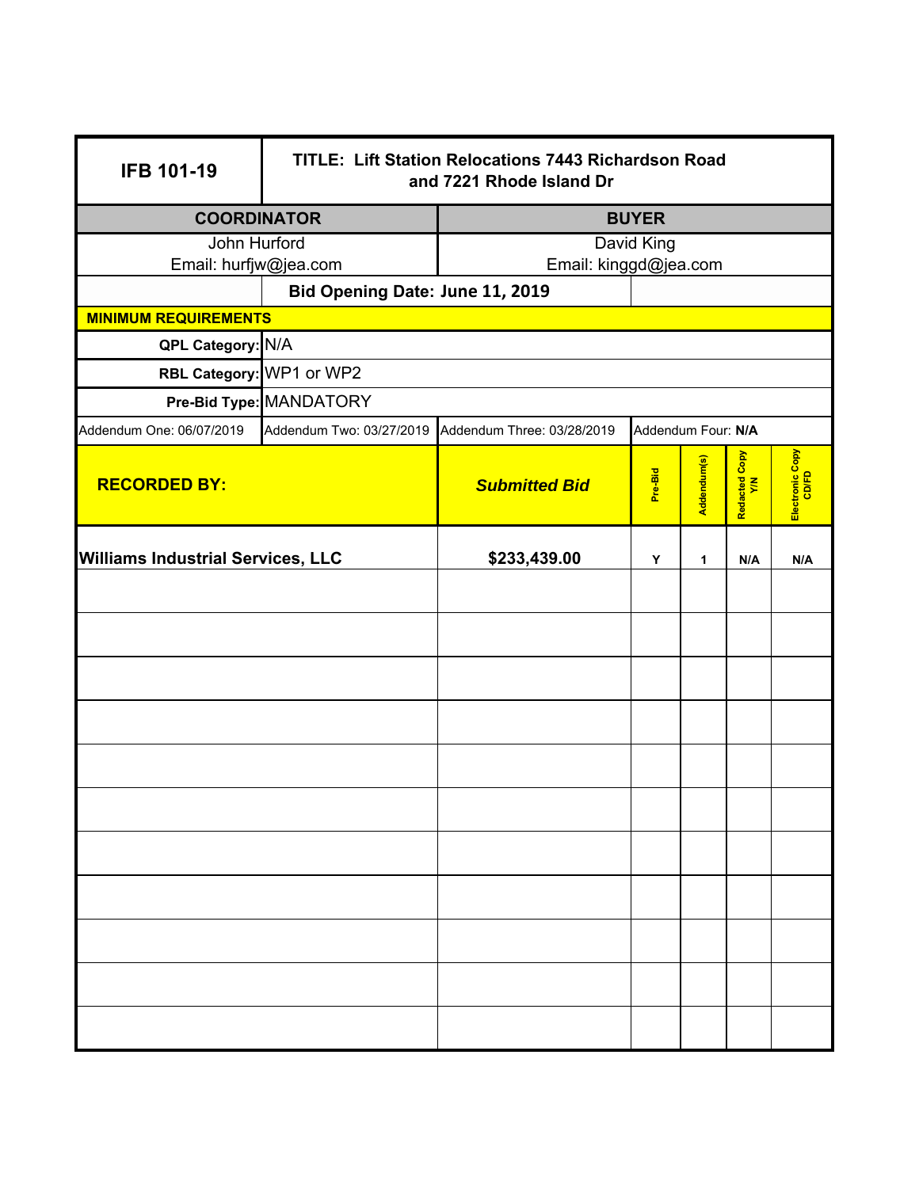| IFB 101-19 | TITLE: Lift Station Relocations 7443 Richardson Road and 7221 Rhode Island Dr | | | | | |
|---|---|---|---|---|---|---|
| **COORDINATOR** | | **BUYER** | | | | |
| John Hurford<br>Email: hurfjw@jea.com | | David King<br>Email: kinggd@jea.com | | | | |
| | **Bid Opening Date: June 11, 2019** | | | | | |
| **MINIMUM REQUIREMENTS** | | | | | | |
| **QPL Category:** | N/A | | | | | |
| **RBL Category:** | WP1 or WP2 | | | | | |
| **Pre-Bid Type:** | MANDATORY | | | | | |
| Addendum One: 06/07/2019 | Addendum Two: 03/27/2019 | Addendum Three: 03/28/2019 | Addendum Four: **N/A** | | | |
| **RECORDED BY:** | | ***Submitted Bid*** | **Pre-Bid** | **Addendum(s)** | **Redacted Copy Y/N** | **Electronic Copy CD/FD** |
| **Williams Industrial Services, LLC** | | **$233,439.00** | **Y** | **1** | **N/A** | **N/A** |